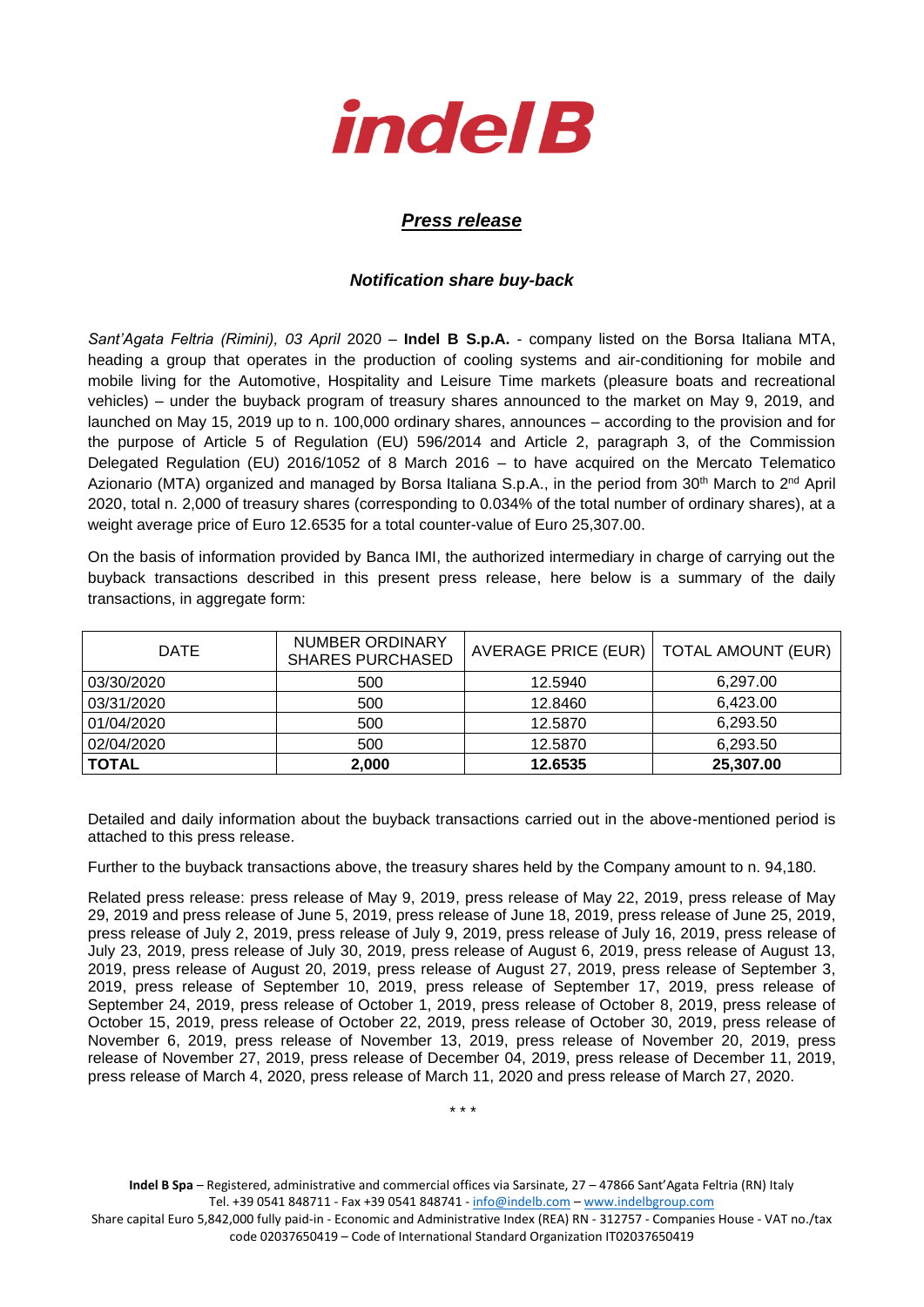indel B

## *Press release*

### *Notification share buy-back*

*Sant'Agata Feltria (Rimini), 03 April* 2020 – **Indel B S.p.A.** - company listed on the Borsa Italiana MTA, heading a group that operates in the production of cooling systems and air-conditioning for mobile and mobile living for the Automotive, Hospitality and Leisure Time markets (pleasure boats and recreational vehicles) – under the buyback program of treasury shares announced to the market on May 9, 2019, and launched on May 15, 2019 up to n. 100,000 ordinary shares, announces – according to the provision and for the purpose of Article 5 of Regulation (EU) 596/2014 and Article 2, paragraph 3, of the Commission Delegated Regulation (EU) 2016/1052 of 8 March 2016 – to have acquired on the Mercato Telematico Azionario (MTA) organized and managed by Borsa Italiana S.p.A., in the period from 30th March to 2nd April 2020, total n. 2,000 of treasury shares (corresponding to 0.034% of the total number of ordinary shares), at a weight average price of Euro 12.6535 for a total counter-value of Euro 25,307.00.

On the basis of information provided by Banca IMI, the authorized intermediary in charge of carrying out the buyback transactions described in this present press release, here below is a summary of the daily transactions, in aggregate form:

| DATE | NUMBER ORDINARY SHARES PURCHASED | AVERAGE PRICE (EUR) | TOTAL AMOUNT (EUR) |
|---|---|---|---|
| 03/30/2020 | 500 | 12.5940 | 6,297.00 |
| 03/31/2020 | 500 | 12.8460 | 6,423.00 |
| 01/04/2020 | 500 | 12.5870 | 6,293.50 |
| 02/04/2020 | 500 | 12.5870 | 6,293.50 |
| **TOTAL** | **2,000** | **12.6535** | **25,307.00** |

Detailed and daily information about the buyback transactions carried out in the above-mentioned period is attached to this press release.

Further to the buyback transactions above, the treasury shares held by the Company amount to n. 94,180.

Related press release: press release of May 9, 2019, press release of May 22, 2019, press release of May 29, 2019 and press release of June 5, 2019, press release of June 18, 2019, press release of June 25, 2019, press release of July 2, 2019, press release of July 9, 2019, press release of July 16, 2019, press release of July 23, 2019, press release of July 30, 2019, press release of August 6, 2019, press release of August 13, 2019, press release of August 20, 2019, press release of August 27, 2019, press release of September 3, 2019, press release of September 10, 2019, press release of September 17, 2019, press release of September 24, 2019, press release of October 1, 2019, press release of October 8, 2019, press release of October 15, 2019, press release of October 22, 2019, press release of October 30, 2019, press release of November 6, 2019, press release of November 13, 2019, press release of November 20, 2019, press release of November 27, 2019, press release of December 04, 2019, press release of December 11, 2019, press release of March 4, 2020, press release of March 11, 2020 and press release of March 27, 2020.

\* \* \*

**Indel B Spa** – Registered, administrative and commercial offices via Sarsinate, 27 – 47866 Sant'Agata Feltria (RN) Italy Tel. +39 0541 848711 - Fax +39 0541 848741 - info@indelb.com – www.indelbgroup.com
Share capital Euro 5,842,000 fully paid-in - Economic and Administrative Index (REA) RN - 312757 - Companies House - VAT no./tax code 02037650419 – Code of International Standard Organization IT02037650419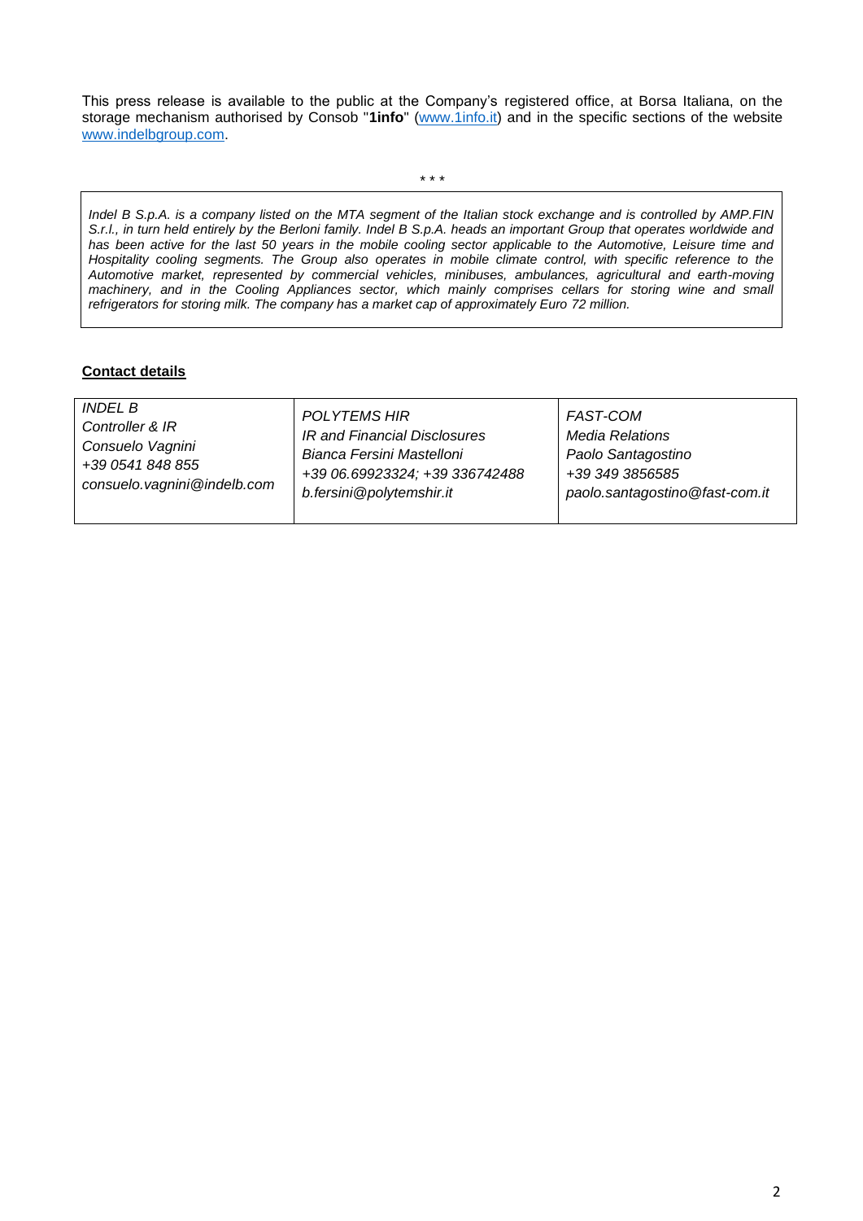This press release is available to the public at the Company's registered office, at Borsa Italiana, on the storage mechanism authorised by Consob "**1info**" (www.1info.it) and in the specific sections of the website www.indelbgroup.com.

\* \* \*

*Indel B S.p.A. is a company listed on the MTA segment of the Italian stock exchange and is controlled by AMP.FIN S.r.l., in turn held entirely by the Berloni family. Indel B S.p.A. heads an important Group that operates worldwide and has been active for the last 50 years in the mobile cooling sector applicable to the Automotive, Leisure time and Hospitality cooling segments. The Group also operates in mobile climate control, with specific reference to the Automotive market, represented by commercial vehicles, minibuses, ambulances, agricultural and earth-moving machinery, and in the Cooling Appliances sector, which mainly comprises cellars for storing wine and small refrigerators for storing milk. The company has a market cap of approximately Euro 72 million.*

**<u>Contact details</u>**

| *INDEL B* | *POLYTEMS HIR* | *FAST-COM* |
|---|---|---|
| *Controller & IR* | *IR and Financial Disclosures* | *Media Relations* |
| *Consuelo Vagnini* | *Bianca Fersini Mastelloni* | *Paolo Santagostino* |
| *+39 0541 848 855* | *+39 06.69923324; +39 336742488* | *+39 349 3856585* |
| *consuelo.vagnini@indelb.com* | *b.fersini@polytemshir.it* | *paolo.santagostino@fast-com.it* |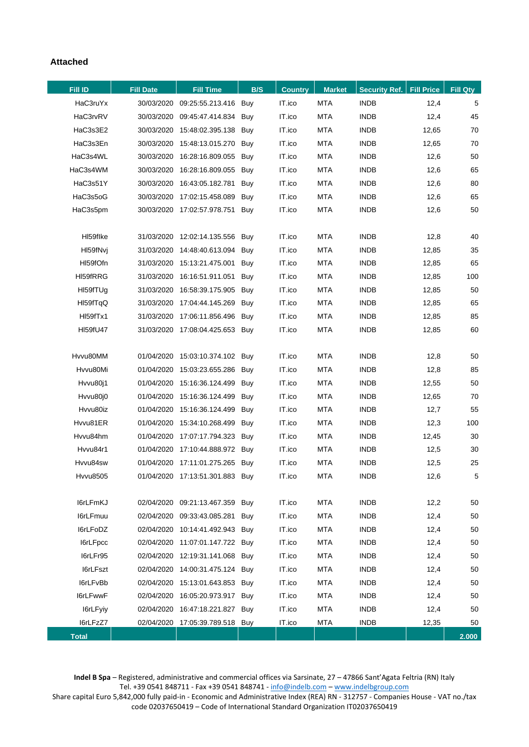**Attached**

| Fill ID | Fill Date | Fill Time | B/S | Country | Market | Security Ref. | Fill Price | Fill Qty |
|---|---|---|---|---|---|---|---|---|
| HaC3ruYx | 30/03/2020 | 09:25:55.213.416 | Buy | IT.ico | MTA | INDB | 12,4 | 5 |
| HaC3rvRV | 30/03/2020 | 09:45:47.414.834 | Buy | IT.ico | MTA | INDB | 12,4 | 45 |
| HaC3s3E2 | 30/03/2020 | 15:48:02.395.138 | Buy | IT.ico | MTA | INDB | 12,65 | 70 |
| HaC3s3En | 30/03/2020 | 15:48:13.015.270 | Buy | IT.ico | MTA | INDB | 12,65 | 70 |
| HaC3s4WL | 30/03/2020 | 16:28:16.809.055 | Buy | IT.ico | MTA | INDB | 12,6 | 50 |
| HaC3s4WM | 30/03/2020 | 16:28:16.809.055 | Buy | IT.ico | MTA | INDB | 12,6 | 65 |
| HaC3s51Y | 30/03/2020 | 16:43:05.182.781 | Buy | IT.ico | MTA | INDB | 12,6 | 80 |
| HaC3s5oG | 30/03/2020 | 17:02:15.458.089 | Buy | IT.ico | MTA | INDB | 12,6 | 65 |
| HaC3s5pm | 30/03/2020 | 17:02:57.978.751 | Buy | IT.ico | MTA | INDB | 12,6 | 50 |
| | | | | | | | | |
| HI59fIke | 31/03/2020 | 12:02:14.135.556 | Buy | IT.ico | MTA | INDB | 12,8 | 40 |
| HI59fNvj | 31/03/2020 | 14:48:40.613.094 | Buy | IT.ico | MTA | INDB | 12,85 | 35 |
| HI59fOfn | 31/03/2020 | 15:13:21.475.001 | Buy | IT.ico | MTA | INDB | 12,85 | 65 |
| HI59fRRG | 31/03/2020 | 16:16:51.911.051 | Buy | IT.ico | MTA | INDB | 12,85 | 100 |
| HI59fTUg | 31/03/2020 | 16:58:39.175.905 | Buy | IT.ico | MTA | INDB | 12,85 | 50 |
| HI59fTqQ | 31/03/2020 | 17:04:44.145.269 | Buy | IT.ico | MTA | INDB | 12,85 | 65 |
| HI59fTx1 | 31/03/2020 | 17:06:11.856.496 | Buy | IT.ico | MTA | INDB | 12,85 | 85 |
| HI59fU47 | 31/03/2020 | 17:08:04.425.653 | Buy | IT.ico | MTA | INDB | 12,85 | 60 |
| | | | | | | | | |
| Hvvu80MM | 01/04/2020 | 15:03:10.374.102 | Buy | IT.ico | MTA | INDB | 12,8 | 50 |
| Hvvu80Mi | 01/04/2020 | 15:03:23.655.286 | Buy | IT.ico | MTA | INDB | 12,8 | 85 |
| Hvvu80j1 | 01/04/2020 | 15:16:36.124.499 | Buy | IT.ico | MTA | INDB | 12,55 | 50 |
| Hvvu80j0 | 01/04/2020 | 15:16:36.124.499 | Buy | IT.ico | MTA | INDB | 12,65 | 70 |
| Hvvu80iz | 01/04/2020 | 15:16:36.124.499 | Buy | IT.ico | MTA | INDB | 12,7 | 55 |
| Hvvu81ER | 01/04/2020 | 15:34:10.268.499 | Buy | IT.ico | MTA | INDB | 12,3 | 100 |
| Hvvu84hm | 01/04/2020 | 17:07:17.794.323 | Buy | IT.ico | MTA | INDB | 12,45 | 30 |
| Hvvu84r1 | 01/04/2020 | 17:10:44.888.972 | Buy | IT.ico | MTA | INDB | 12,5 | 30 |
| Hvvu84sw | 01/04/2020 | 17:11:01.275.265 | Buy | IT.ico | MTA | INDB | 12,5 | 25 |
| Hvvu8505 | 01/04/2020 | 17:13:51.301.883 | Buy | IT.ico | MTA | INDB | 12,6 | 5 |
| | | | | | | | | |
| I6rLFmKJ | 02/04/2020 | 09:21:13.467.359 | Buy | IT.ico | MTA | INDB | 12,2 | 50 |
| I6rLFmuu | 02/04/2020 | 09:33:43.085.281 | Buy | IT.ico | MTA | INDB | 12,4 | 50 |
| I6rLFoDZ | 02/04/2020 | 10:14:41.492.943 | Buy | IT.ico | MTA | INDB | 12,4 | 50 |
| I6rLFpcc | 02/04/2020 | 11:07:01.147.722 | Buy | IT.ico | MTA | INDB | 12,4 | 50 |
| I6rLFr95 | 02/04/2020 | 12:19:31.141.068 | Buy | IT.ico | MTA | INDB | 12,4 | 50 |
| I6rLFszt | 02/04/2020 | 14:00:31.475.124 | Buy | IT.ico | MTA | INDB | 12,4 | 50 |
| I6rLFvBb | 02/04/2020 | 15:13:01.643.853 | Buy | IT.ico | MTA | INDB | 12,4 | 50 |
| I6rLFwwF | 02/04/2020 | 16:05:20.973.917 | Buy | IT.ico | MTA | INDB | 12,4 | 50 |
| I6rLFyiy | 02/04/2020 | 16:47:18.221.827 | Buy | IT.ico | MTA | INDB | 12,4 | 50 |
| I6rLFzZ7 | 02/04/2020 | 17:05:39.789.518 | Buy | IT.ico | MTA | INDB | 12,35 | 50 |
| **Total** | | | | | | | | **2.000** |

**Indel B Spa** – Registered, administrative and commercial offices via Sarsinate, 27 – 47866 Sant'Agata Feltria (RN) Italy
Tel. +39 0541 848711 - Fax +39 0541 848741 - info@indelb.com – www.indelbgroup.com
Share capital Euro 5,842,000 fully paid-in - Economic and Administrative Index (REA) RN - 312757 - Companies House - VAT no./tax code 02037650419 – Code of International Standard Organization IT02037650419